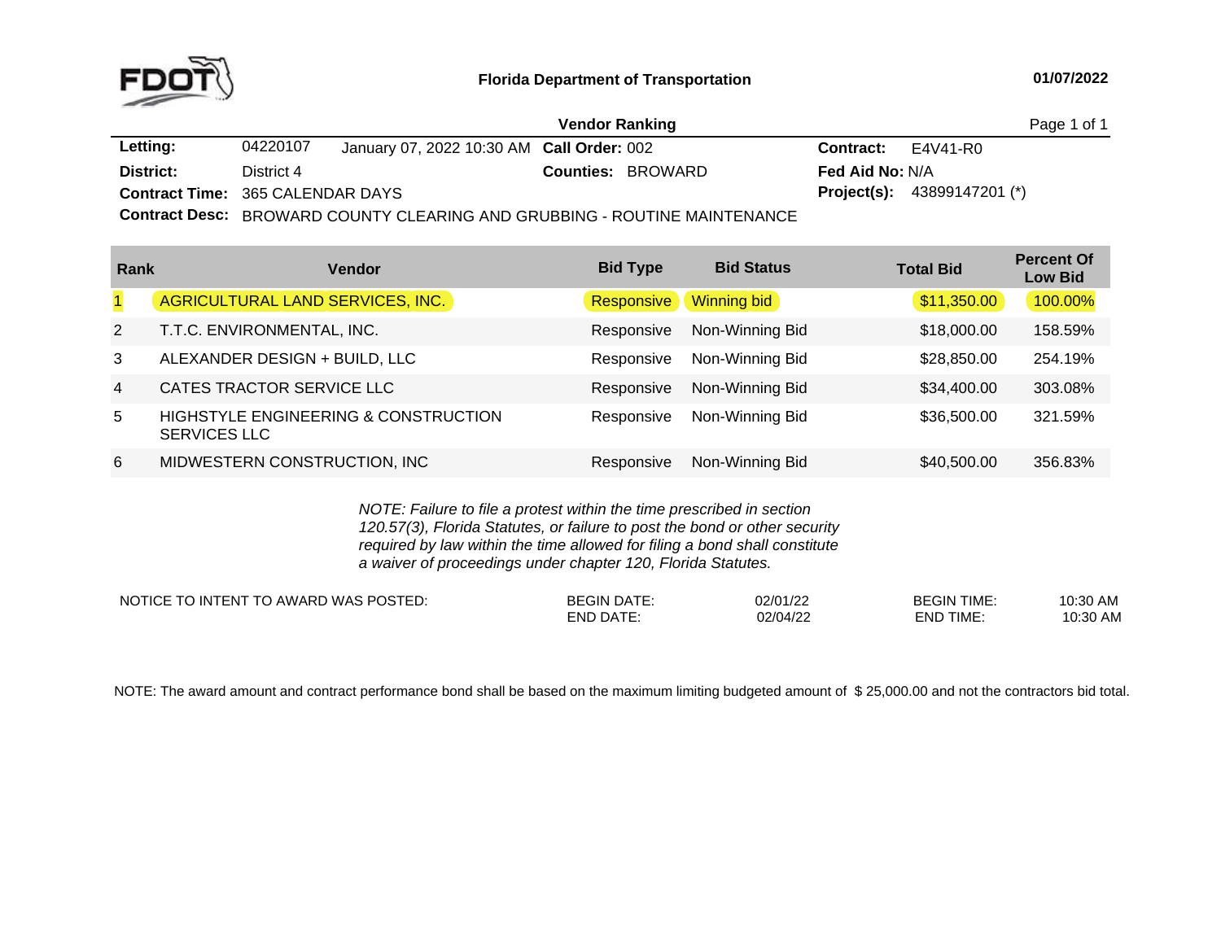**Florida Department of Transportation** 01/07/2022

## Vendor Ranking

**Letting:** 04220107 January 07, 2022 10:30 AM **Call Order:** 002 **Contract:** E4V41-R0

**District:** District 4 **Counties:** BROWARD **Fed Aid No:** N/A

**Contract Time:** 365 CALENDAR DAYS **Project(s):** 43899147201 (*)

**Contract Desc:** BROWARD COUNTY CLEARING AND GRUBBING - ROUTINE MAINTENANCE

| Rank | Vendor | Bid Type | Bid Status | Total Bid | Percent Of Low Bid |
|---|---|---|---|---|---|
| 1 | AGRICULTURAL LAND SERVICES, INC. | Responsive | Winning bid | $11,350.00 | 100.00% |
| 2 | T.T.C. ENVIRONMENTAL, INC. | Responsive | Non-Winning Bid | $18,000.00 | 158.59% |
| 3 | ALEXANDER DESIGN + BUILD, LLC | Responsive | Non-Winning Bid | $28,850.00 | 254.19% |
| 4 | CATES TRACTOR SERVICE LLC | Responsive | Non-Winning Bid | $34,400.00 | 303.08% |
| 5 | HIGHSTYLE ENGINEERING & CONSTRUCTION SERVICES LLC | Responsive | Non-Winning Bid | $36,500.00 | 321.59% |
| 6 | MIDWESTERN CONSTRUCTION, INC | Responsive | Non-Winning Bid | $40,500.00 | 356.83% |

*NOTE: Failure to file a protest within the time prescribed in section 120.57(3), Florida Statutes, or failure to post the bond or other security required by law within the time allowed for filing a bond shall constitute a waiver of proceedings under chapter 120, Florida Statutes.*

| NOTICE TO INTENT TO AWARD WAS POSTED: | | | | |
|---|---|---|---|---|
| | BEGIN DATE: | 02/01/22 | BEGIN TIME: | 10:30 AM |
| | END DATE: | 02/04/22 | END TIME: | 10:30 AM |

NOTE: The award amount and contract performance bond shall be based on the maximum limiting budgeted amount of $ 25,000.00 and not the contractors bid total.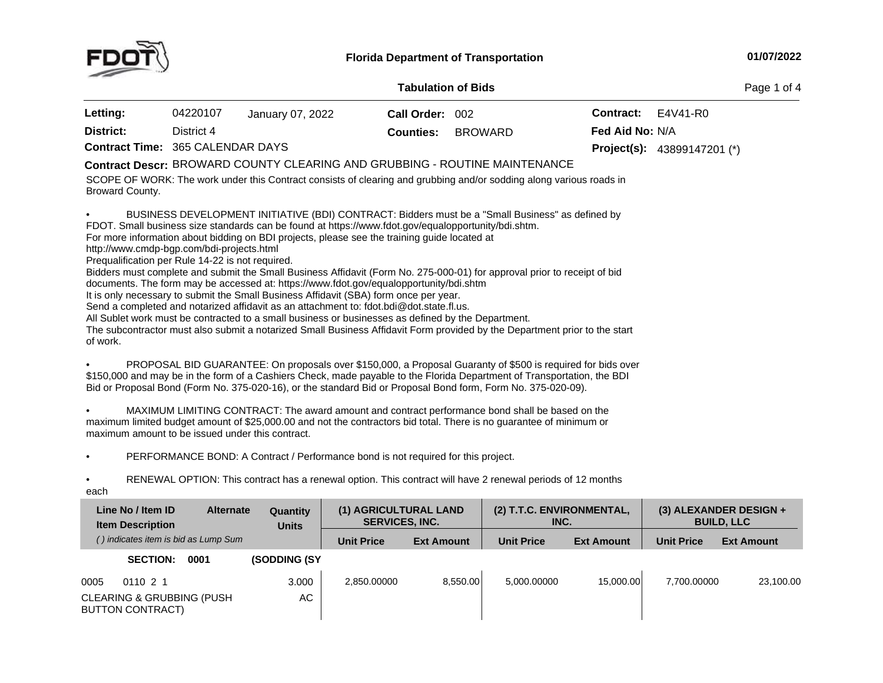Florida Department of Transportation

01/07/2022

## Tabulation of Bids

| | | | | | | |
|---|---|---|---|---|---|---|
| **Letting:** | 04220107 | January 07, 2022 | **Call Order:** 002 | | **Contract:** | E4V41-R0 |
| **District:** | District 4 | | **Counties:** | BROWARD | **Fed Aid No:** | N/A |
| **Contract Time:** | 365 CALENDAR DAYS | | | | **Project(s):** | 43899147201 (*) |

**Contract Descr:** BROWARD COUNTY CLEARING AND GRUBBING - ROUTINE MAINTENANCE

SCOPE OF WORK: The work under this Contract consists of clearing and grubbing and/or sodding along various roads in Broward County.

- BUSINESS DEVELOPMENT INITIATIVE (BDI) CONTRACT: Bidders must be a "Small Business" as defined by FDOT. Small business size standards can be found at https://www.fdot.gov/equalopportunity/bdi.shtm.
For more information about bidding on BDI projects, please see the training guide located at http://www.cmdp-bgp.com/bdi-projects.html
Prequalification per Rule 14-22 is not required.
Bidders must complete and submit the Small Business Affidavit (Form No. 275-000-01) for approval prior to receipt of bid documents. The form may be accessed at: https://www.fdot.gov/equalopportunity/bdi.shtm
It is only necessary to submit the Small Business Affidavit (SBA) form once per year.
Send a completed and notarized affidavit as an attachment to: fdot.bdi@dot.state.fl.us.
All Sublet work must be contracted to a small business or businesses as defined by the Department.
The subcontractor must also submit a notarized Small Business Affidavit Form provided by the Department prior to the start of work.

- PROPOSAL BID GUARANTEE: On proposals over $150,000, a Proposal Guaranty of $500 is required for bids over $150,000 and may be in the form of a Cashiers Check, made payable to the Florida Department of Transportation, the BDI Bid or Proposal Bond (Form No. 375-020-16), or the standard Bid or Proposal Bond form, Form No. 375-020-09).

- MAXIMUM LIMITING CONTRACT: The award amount and contract performance bond shall be based on the maximum limited budget amount of $25,000.00 and not the contractors bid total. There is no guarantee of minimum or maximum amount to be issued under this contract.

- PERFORMANCE BOND: A Contract / Performance bond is not required for this project.

- RENEWAL OPTION: This contract has a renewal option. This contract will have 2 renewal periods of 12 months each

| Line No / Item ID / Item Description | Alternate | Quantity / Units | (1) AGRICULTURAL LAND SERVICES, INC. | | (2) T.T.C. ENVIRONMENTAL, INC. | | (3) ALEXANDER DESIGN + BUILD, LLC | |
|---|---|---|---|---|---|---|---|---|
| *( ) indicates item is bid as Lump Sum* | | | Unit Price | Ext Amount | Unit Price | Ext Amount | Unit Price | Ext Amount |
| **SECTION: 0001** | | **(SODDING (SY** | | | | | | |
| 0005 0110 2 1 CLEARING & GRUBBING (PUSH BUTTON CONTRACT) | | 3.000 AC | 2,850.00000 | 8,550.00 | 5,000.00000 | 15,000.00 | 7,700.00000 | 23,100.00 |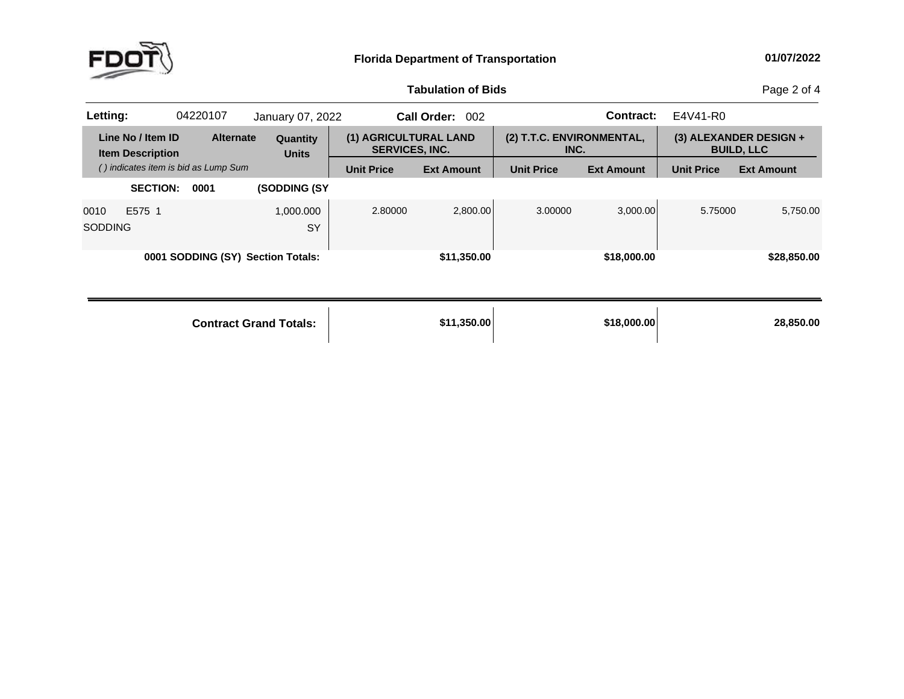**Florida Department of Transportation**

**Tabulation of Bids**

| **Letting:** | 04220107 | January 07, 2022 | **Call Order:** 002 | **Contract:** | E4V41-R0 |
|---|---|---|---|---|---|

| Line No / Item ID<br>Item Description | Alternate | Quantity<br>Units | (1) AGRICULTURAL LAND SERVICES, INC. | | (2) T.T.C. ENVIRONMENTAL, INC. | | (3) ALEXANDER DESIGN + BUILD, LLC | |
|---|---|---|---|---|---|---|---|---|
| *( ) indicates item is bid as Lump Sum* | | | Unit Price | Ext Amount | Unit Price | Ext Amount | Unit Price | Ext Amount |
| **SECTION: 0001** | | **(SODDING (SY** | | | | | | |
| 0010 E575 1<br>SODDING | | 1,000.000<br>SY | 2.80000 | 2,800.00 | 3.00000 | 3,000.00 | 5.75000 | 5,750.00 |
| **0001 SODDING (SY) Section Totals:** | | | | **$11,350.00** | | **$18,000.00** | | **$28,850.00** |
| **Contract Grand Totals:** | | | | **$11,350.00** | | **$18,000.00** | | **28,850.00** |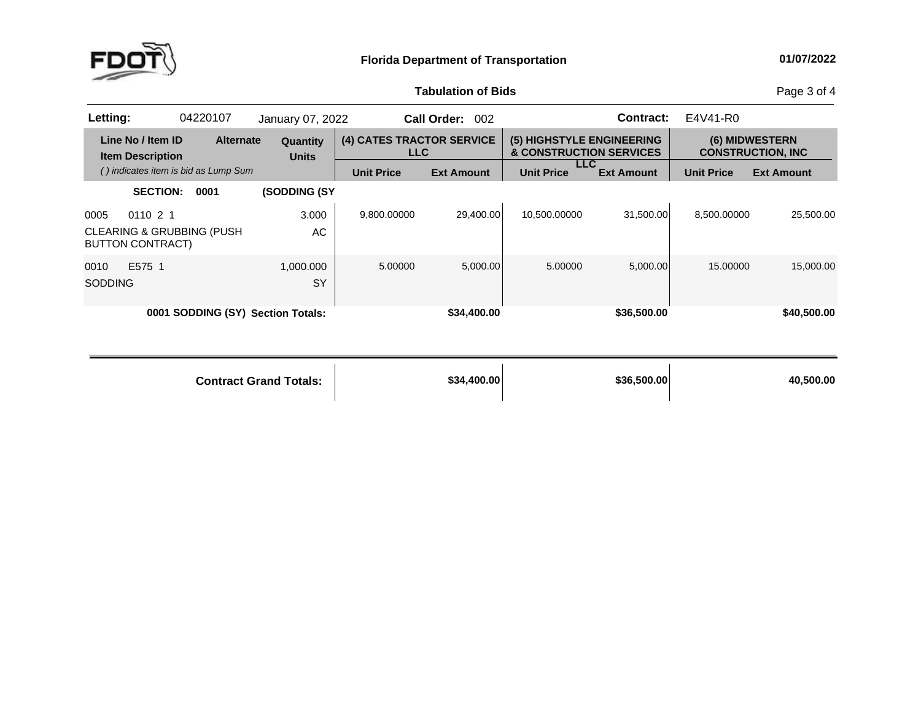**Florida Department of Transportation**

**01/07/2022**

**Tabulation of Bids**

| **Letting:** | 04220107 | January 07, 2022 | **Call Order:** 002 | **Contract:** | E4V41-R0 |
|---|---|---|---|---|---|

| Line No / Item ID | Item Description | Alternate | Quantity / Units | (4) CATES TRACTOR SERVICE LLC | | (5) HIGHSTYLE ENGINEERING & CONSTRUCTION SERVICES LLC | | (6) MIDWESTERN CONSTRUCTION, INC | |
|---|---|---|---|---|---|---|---|---|---|
| *( ) indicates item is bid as Lump Sum* | | | | Unit Price | Ext Amount | Unit Price | Ext Amount | Unit Price | Ext Amount |
| **SECTION: 0001** | **(SODDING (SY** | | | | | | | | |
| 0005 0110 2 1 | CLEARING & GRUBBING (PUSH BUTTON CONTRACT) | | 3.000 AC | 9,800.00000 | 29,400.00 | 10,500.00000 | 31,500.00 | 8,500.00000 | 25,500.00 |
| 0010 E575 1 | SODDING | | 1,000.000 SY | 5.00000 | 5,000.00 | 5.00000 | 5,000.00 | 15.00000 | 15,000.00 |
| **0001 SODDING (SY) Section Totals:** | | | | | **$34,400.00** | | **$36,500.00** | | **$40,500.00** |
| **Contract Grand Totals:** | | | | | **$34,400.00** | | **$36,500.00** | | **40,500.00** |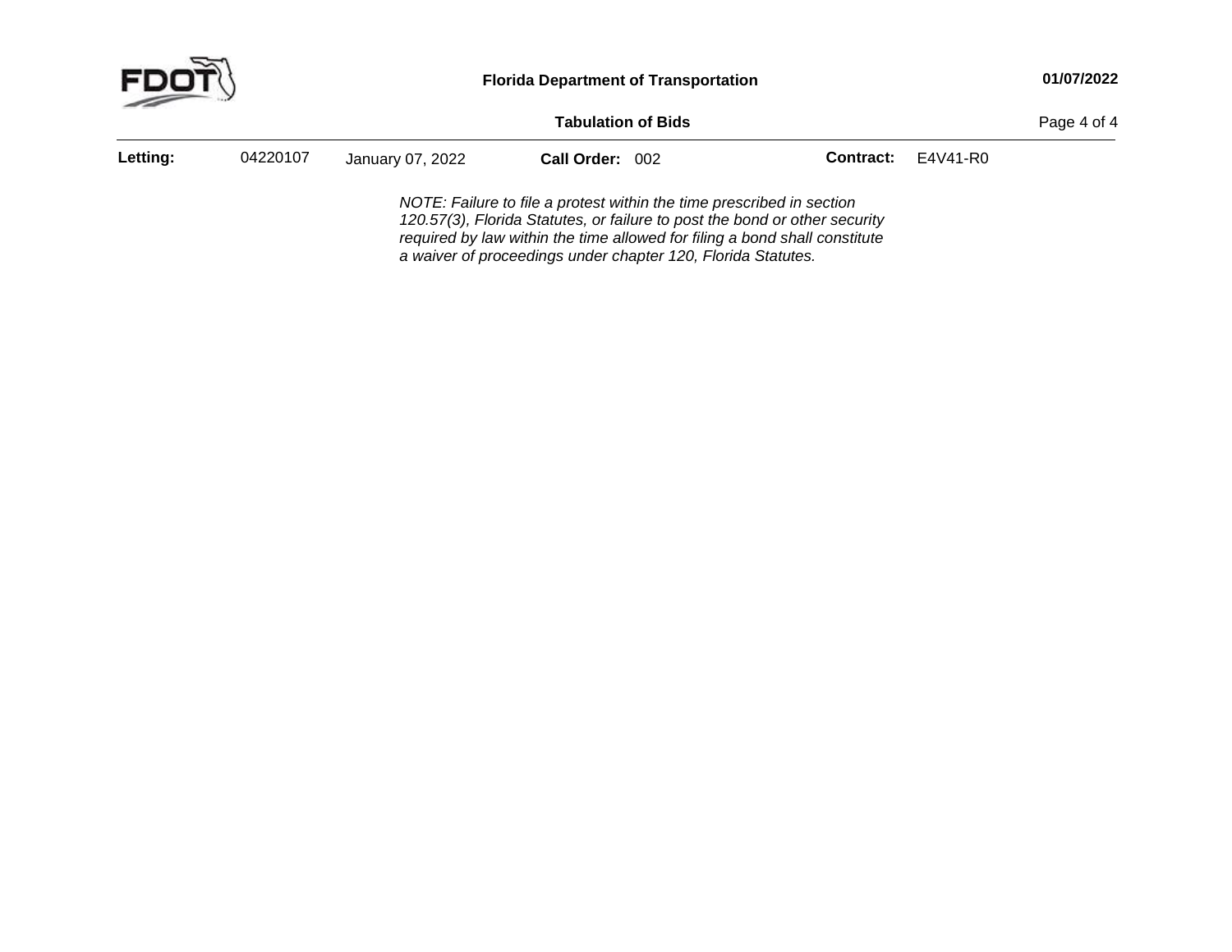**Letting:** 04220107 January 07, 2022 **Call Order:** 002 **Contract:** E4V41-R0

*NOTE: Failure to file a protest within the time prescribed in section 120.57(3), Florida Statutes, or failure to post the bond or other security required by law within the time allowed for filing a bond shall constitute a waiver of proceedings under chapter 120, Florida Statutes.*